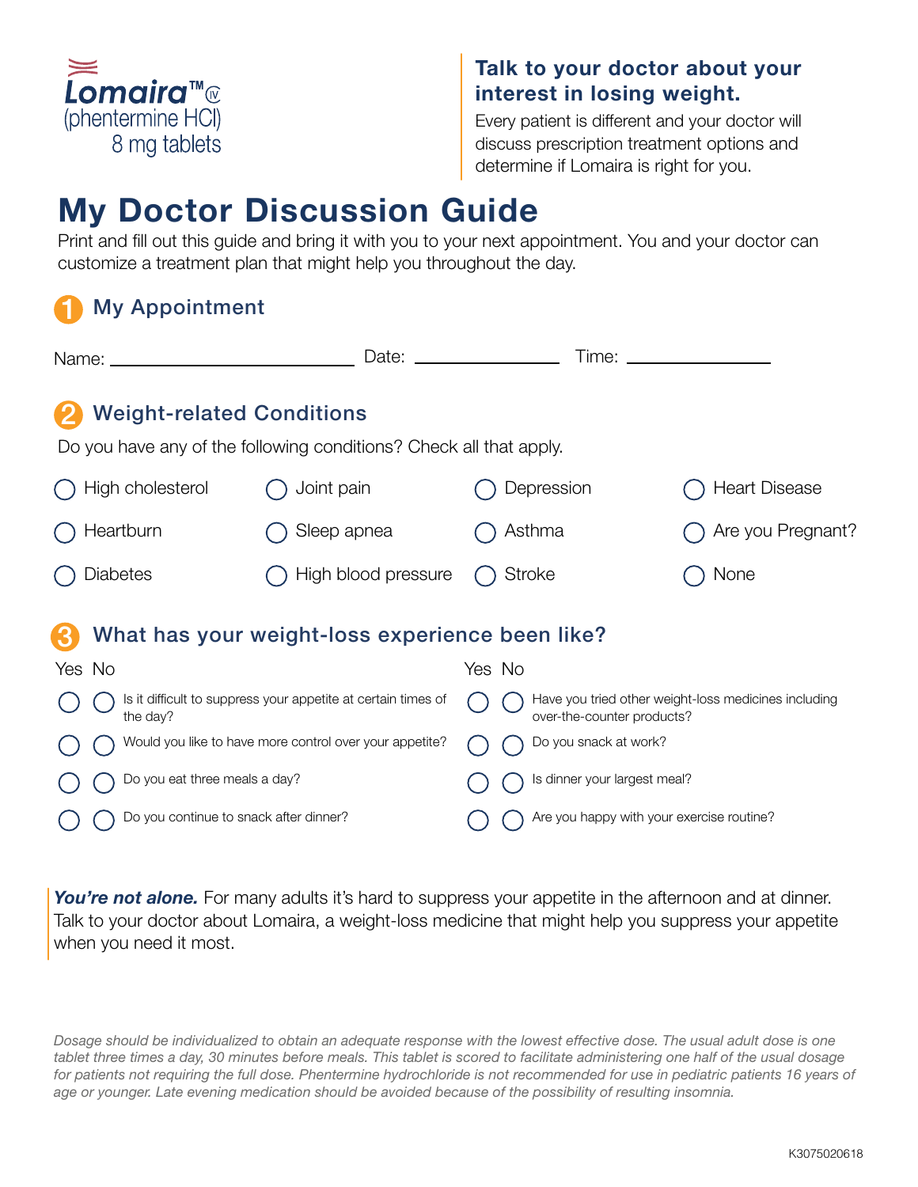**Lomaira™** Ⓘⓥ
(phentermine HCl)
8 mg tablets

**Talk to your doctor about your interest in losing weight.**

Every patient is different and your doctor will discuss prescription treatment options and determine if Lomaira is right for you.

# My Doctor Discussion Guide

Print and fill out this guide and bring it with you to your next appointment. You and your doctor can customize a treatment plan that might help you throughout the day.

## 1 My Appointment

Name: ____________________ Date: ______________ Time: ______________

## 2 Weight-related Conditions

Do you have any of the following conditions? Check all that apply.

- ◯ High cholesterol
- ◯ Joint pain
- ◯ Depression
- ◯ Heart Disease
- ◯ Heartburn
- ◯ Sleep apnea
- ◯ Asthma
- ◯ Are you Pregnant?
- ◯ Diabetes
- ◯ High blood pressure
- ◯ Stroke
- ◯ None

## 3 What has your weight-loss experience been like?

| Yes | No | Question |
|---|---|---|
| ◯ | ◯ | Is it difficult to suppress your appetite at certain times of the day? |
| ◯ | ◯ | Would you like to have more control over your appetite? |
| ◯ | ◯ | Do you eat three meals a day? |
| ◯ | ◯ | Do you continue to snack after dinner? |
| ◯ | ◯ | Have you tried other weight-loss medicines including over-the-counter products? |
| ◯ | ◯ | Do you snack at work? |
| ◯ | ◯ | Is dinner your largest meal? |
| ◯ | ◯ | Are you happy with your exercise routine? |

***You're not alone.*** For many adults it's hard to suppress your appetite in the afternoon and at dinner. Talk to your doctor about Lomaira, a weight-loss medicine that might help you suppress your appetite when you need it most.

*Dosage should be individualized to obtain an adequate response with the lowest effective dose. The usual adult dose is one tablet three times a day, 30 minutes before meals. This tablet is scored to facilitate administering one half of the usual dosage for patients not requiring the full dose. Phentermine hydrochloride is not recommended for use in pediatric patients 16 years of age or younger. Late evening medication should be avoided because of the possibility of resulting insomnia.*

K3075020618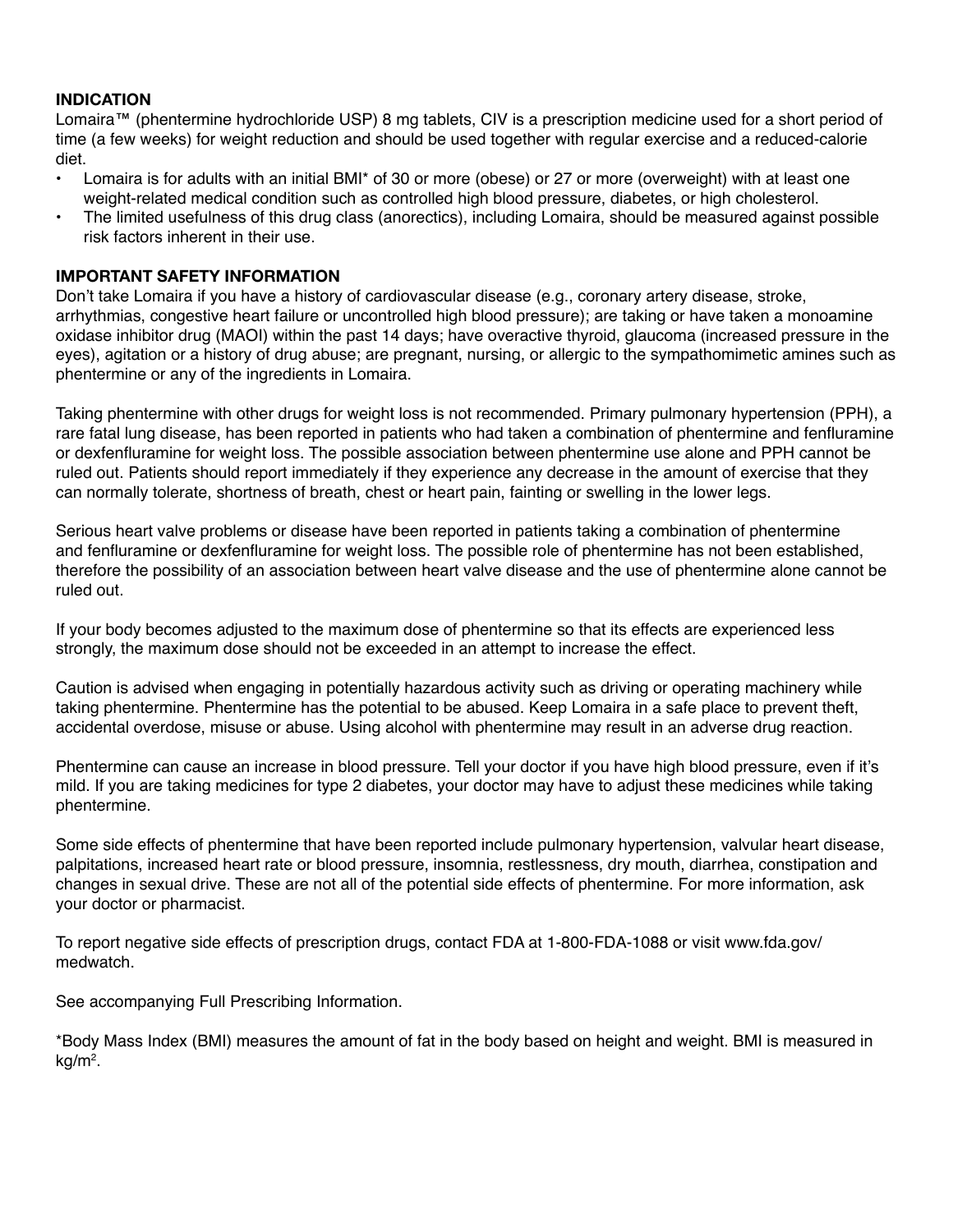**INDICATION**

Lomaira™ (phentermine hydrochloride USP) 8 mg tablets, CIV is a prescription medicine used for a short period of time (a few weeks) for weight reduction and should be used together with regular exercise and a reduced-calorie diet.

- Lomaira is for adults with an initial BMI* of 30 or more (obese) or 27 or more (overweight) with at least one weight-related medical condition such as controlled high blood pressure, diabetes, or high cholesterol.
- The limited usefulness of this drug class (anorectics), including Lomaira, should be measured against possible risk factors inherent in their use.

**IMPORTANT SAFETY INFORMATION**

Don't take Lomaira if you have a history of cardiovascular disease (e.g., coronary artery disease, stroke, arrhythmias, congestive heart failure or uncontrolled high blood pressure); are taking or have taken a monoamine oxidase inhibitor drug (MAOI) within the past 14 days; have overactive thyroid, glaucoma (increased pressure in the eyes), agitation or a history of drug abuse; are pregnant, nursing, or allergic to the sympathomimetic amines such as phentermine or any of the ingredients in Lomaira.

Taking phentermine with other drugs for weight loss is not recommended. Primary pulmonary hypertension (PPH), a rare fatal lung disease, has been reported in patients who had taken a combination of phentermine and fenfluramine or dexfenfluramine for weight loss. The possible association between phentermine use alone and PPH cannot be ruled out. Patients should report immediately if they experience any decrease in the amount of exercise that they can normally tolerate, shortness of breath, chest or heart pain, fainting or swelling in the lower legs.

Serious heart valve problems or disease have been reported in patients taking a combination of phentermine and fenfluramine or dexfenfluramine for weight loss. The possible role of phentermine has not been established, therefore the possibility of an association between heart valve disease and the use of phentermine alone cannot be ruled out.

If your body becomes adjusted to the maximum dose of phentermine so that its effects are experienced less strongly, the maximum dose should not be exceeded in an attempt to increase the effect.

Caution is advised when engaging in potentially hazardous activity such as driving or operating machinery while taking phentermine. Phentermine has the potential to be abused. Keep Lomaira in a safe place to prevent theft, accidental overdose, misuse or abuse. Using alcohol with phentermine may result in an adverse drug reaction.

Phentermine can cause an increase in blood pressure. Tell your doctor if you have high blood pressure, even if it's mild. If you are taking medicines for type 2 diabetes, your doctor may have to adjust these medicines while taking phentermine.

Some side effects of phentermine that have been reported include pulmonary hypertension, valvular heart disease, palpitations, increased heart rate or blood pressure, insomnia, restlessness, dry mouth, diarrhea, constipation and changes in sexual drive. These are not all of the potential side effects of phentermine. For more information, ask your doctor or pharmacist.

To report negative side effects of prescription drugs, contact FDA at 1-800-FDA-1088 or visit www.fda.gov/medwatch.

See accompanying Full Prescribing Information.

*Body Mass Index (BMI) measures the amount of fat in the body based on height and weight. BMI is measured in $kg/m^2$.